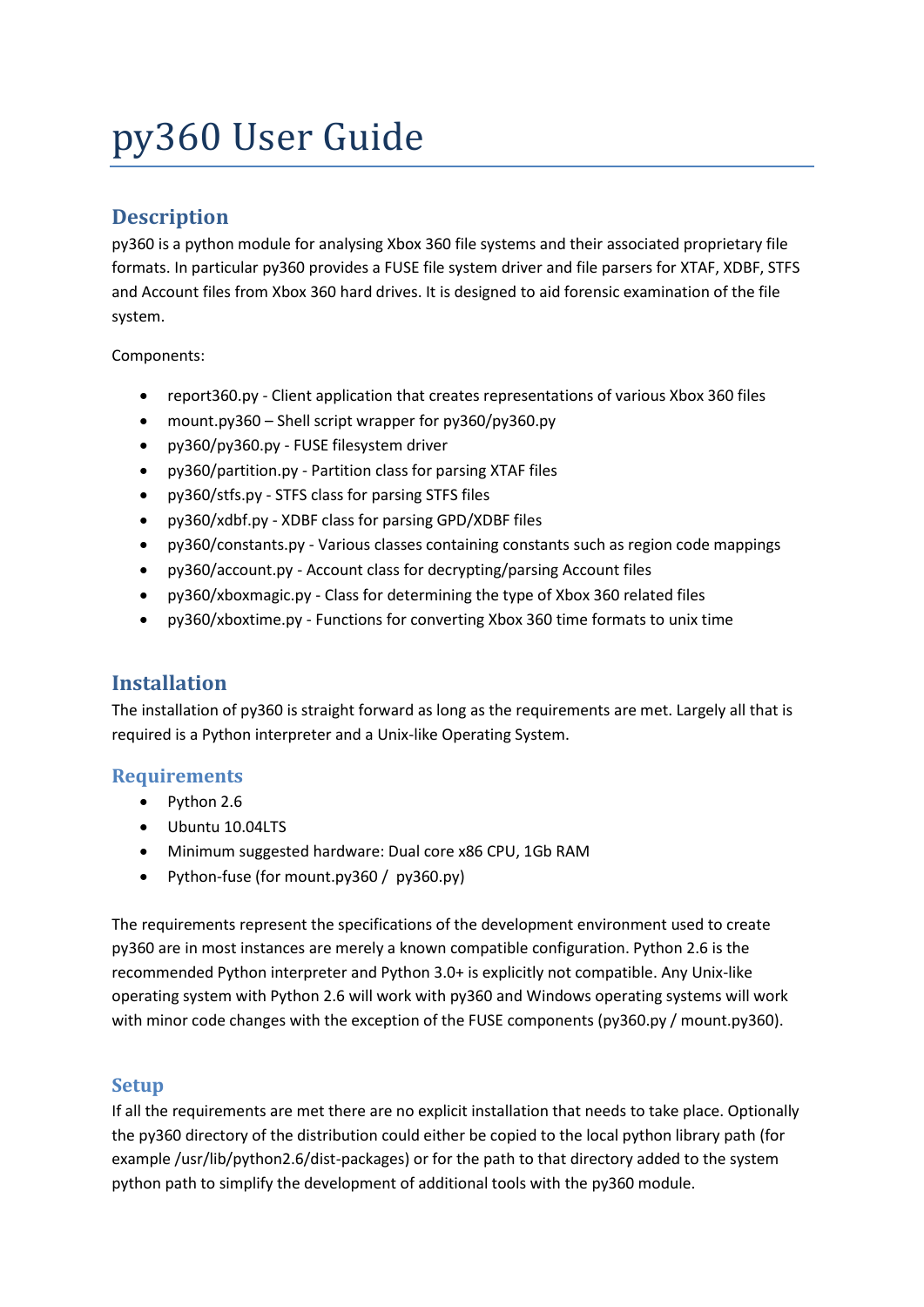# py360 User Guide

## Description

py360 is a python module for analysing Xbox 360 file systems and their associated proprietary file formats. In particular py360 provides a FUSE file system driver and file parsers for XTAF, XDBF, STFS and Account files from Xbox 360 hard drives. It is designed to aid forensic examination of the file system.

Components:

- report360.py - Client application that creates representations of various Xbox 360 files
- mount.py360 – Shell script wrapper for py360/py360.py
- py360/py360.py - FUSE filesystem driver
- py360/partition.py - Partition class for parsing XTAF files
- py360/stfs.py - STFS class for parsing STFS files
- py360/xdbf.py - XDBF class for parsing GPD/XDBF files
- py360/constants.py - Various classes containing constants such as region code mappings
- py360/account.py - Account class for decrypting/parsing Account files
- py360/xboxmagic.py - Class for determining the type of Xbox 360 related files
- py360/xboxtime.py - Functions for converting Xbox 360 time formats to unix time

## Installation

The installation of py360 is straight forward as long as the requirements are met. Largely all that is required is a Python interpreter and a Unix-like Operating System.

### Requirements

- Python 2.6
- Ubuntu 10.04LTS
- Minimum suggested hardware: Dual core x86 CPU, 1Gb RAM
- Python-fuse (for mount.py360 / py360.py)

The requirements represent the specifications of the development environment used to create py360 are in most instances are merely a known compatible configuration. Python 2.6 is the recommended Python interpreter and Python 3.0+ is explicitly not compatible. Any Unix-like operating system with Python 2.6 will work with py360 and Windows operating systems will work with minor code changes with the exception of the FUSE components (py360.py / mount.py360).

### Setup

If all the requirements are met there are no explicit installation that needs to take place. Optionally the py360 directory of the distribution could either be copied to the local python library path (for example /usr/lib/python2.6/dist-packages) or for the path to that directory added to the system python path to simplify the development of additional tools with the py360 module.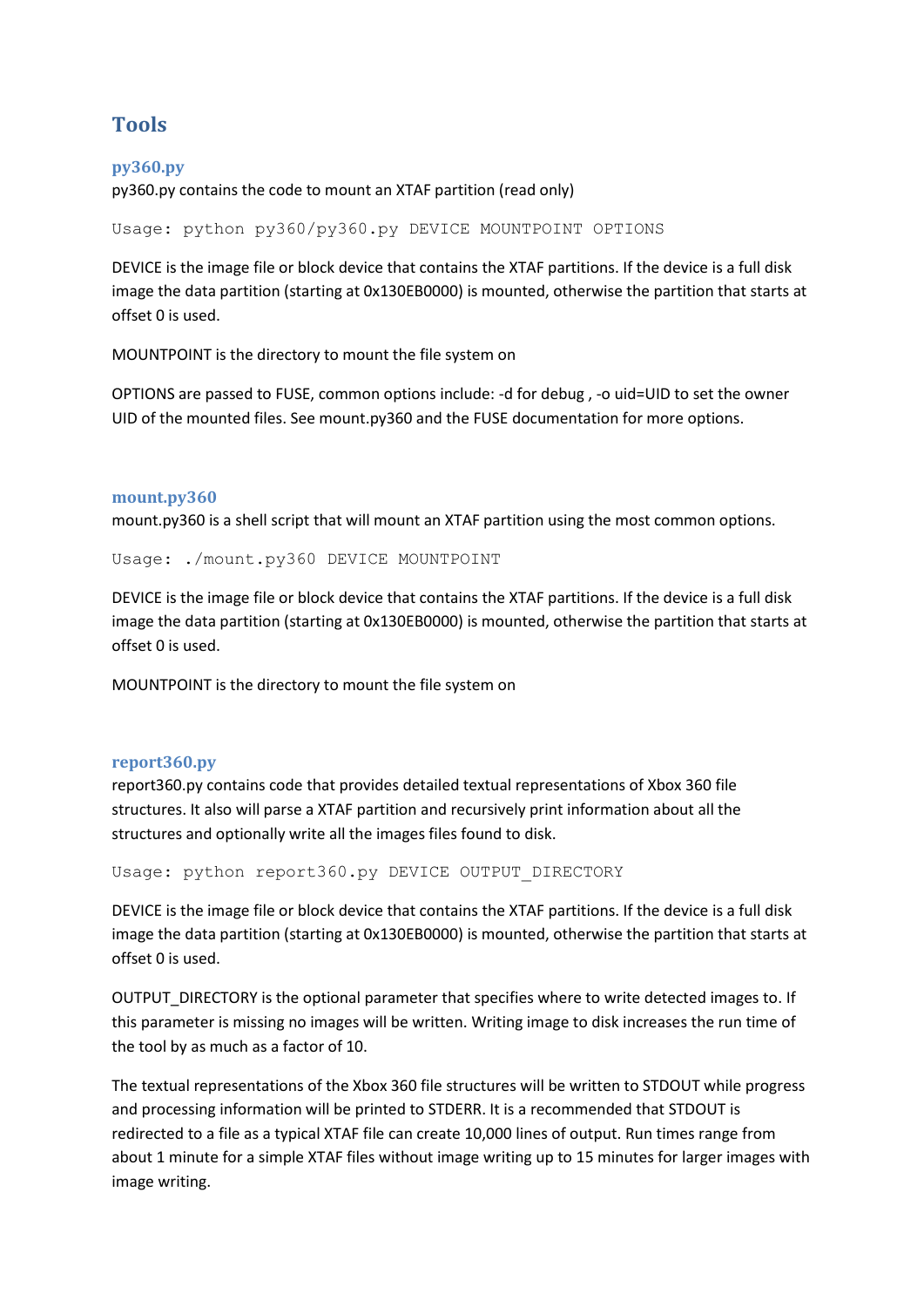# Tools

## py360.py

py360.py contains the code to mount an XTAF partition (read only)

```
Usage: python py360/py360.py DEVICE MOUNTPOINT OPTIONS
```

DEVICE is the image file or block device that contains the XTAF partitions. If the device is a full disk image the data partition (starting at 0x130EB0000) is mounted, otherwise the partition that starts at offset 0 is used.

MOUNTPOINT is the directory to mount the file system on

OPTIONS are passed to FUSE, common options include: -d for debug , -o uid=UID to set the owner UID of the mounted files. See mount.py360 and the FUSE documentation for more options.

## mount.py360

mount.py360 is a shell script that will mount an XTAF partition using the most common options.

```
Usage: ./mount.py360 DEVICE MOUNTPOINT
```

DEVICE is the image file or block device that contains the XTAF partitions. If the device is a full disk image the data partition (starting at 0x130EB0000) is mounted, otherwise the partition that starts at offset 0 is used.

MOUNTPOINT is the directory to mount the file system on

## report360.py

report360.py contains code that provides detailed textual representations of Xbox 360 file structures. It also will parse a XTAF partition and recursively print information about all the structures and optionally write all the images files found to disk.

```
Usage: python report360.py DEVICE OUTPUT_DIRECTORY
```

DEVICE is the image file or block device that contains the XTAF partitions. If the device is a full disk image the data partition (starting at 0x130EB0000) is mounted, otherwise the partition that starts at offset 0 is used.

OUTPUT_DIRECTORY is the optional parameter that specifies where to write detected images to. If this parameter is missing no images will be written. Writing image to disk increases the run time of the tool by as much as a factor of 10.

The textual representations of the Xbox 360 file structures will be written to STDOUT while progress and processing information will be printed to STDERR. It is a recommended that STDOUT is redirected to a file as a typical XTAF file can create 10,000 lines of output. Run times range from about 1 minute for a simple XTAF files without image writing up to 15 minutes for larger images with image writing.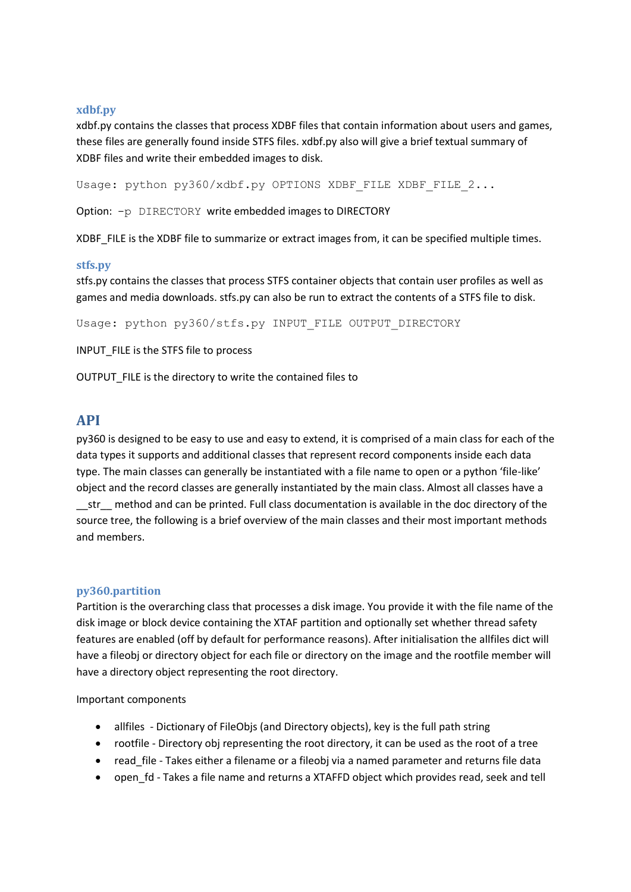### xdbf.py

xdbf.py contains the classes that process XDBF files that contain information about users and games, these files are generally found inside STFS files. xdbf.py also will give a brief textual summary of XDBF files and write their embedded images to disk.

```
Usage: python py360/xdbf.py OPTIONS XDBF_FILE XDBF_FILE_2...
```

Option: `-p DIRECTORY` write embedded images to DIRECTORY

XDBF_FILE is the XDBF file to summarize or extract images from, it can be specified multiple times.

### stfs.py

stfs.py contains the classes that process STFS container objects that contain user profiles as well as games and media downloads. stfs.py can also be run to extract the contents of a STFS file to disk.

```
Usage: python py360/stfs.py INPUT_FILE OUTPUT_DIRECTORY
```

INPUT_FILE is the STFS file to process

OUTPUT_FILE is the directory to write the contained files to

## API

py360 is designed to be easy to use and easy to extend, it is comprised of a main class for each of the data types it supports and additional classes that represent record components inside each data type. The main classes can generally be instantiated with a file name to open or a python 'file-like' object and the record classes are generally instantiated by the main class. Almost all classes have a __str__ method and can be printed. Full class documentation is available in the doc directory of the source tree, the following is a brief overview of the main classes and their most important methods and members.

### py360.partition

Partition is the overarching class that processes a disk image. You provide it with the file name of the disk image or block device containing the XTAF partition and optionally set whether thread safety features are enabled (off by default for performance reasons). After initialisation the allfiles dict will have a fileobj or directory object for each file or directory on the image and the rootfile member will have a directory object representing the root directory.

Important components

- allfiles - Dictionary of FileObjs (and Directory objects), key is the full path string
- rootfile - Directory obj representing the root directory, it can be used as the root of a tree
- read_file - Takes either a filename or a fileobj via a named parameter and returns file data
- open_fd - Takes a file name and returns a XTAFFD object which provides read, seek and tell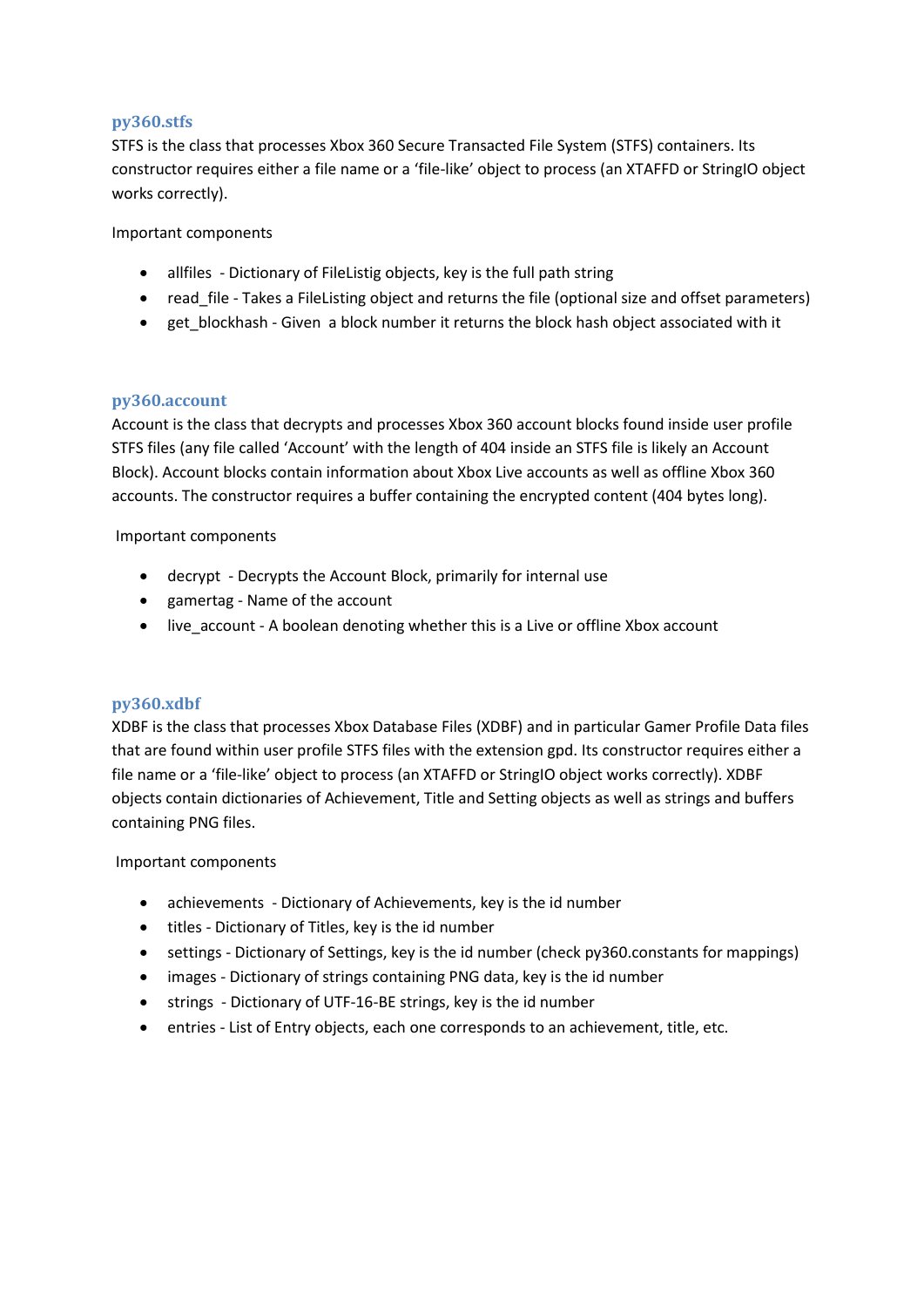### py360.stfs

STFS is the class that processes Xbox 360 Secure Transacted File System (STFS) containers. Its constructor requires either a file name or a 'file-like' object to process (an XTAFFD or StringIO object works correctly).

Important components

- allfiles - Dictionary of FileListig objects, key is the full path string
- read_file - Takes a FileListing object and returns the file (optional size and offset parameters)
- get_blockhash - Given a block number it returns the block hash object associated with it

### py360.account

Account is the class that decrypts and processes Xbox 360 account blocks found inside user profile STFS files (any file called 'Account' with the length of 404 inside an STFS file is likely an Account Block). Account blocks contain information about Xbox Live accounts as well as offline Xbox 360 accounts. The constructor requires a buffer containing the encrypted content (404 bytes long).

Important components

- decrypt - Decrypts the Account Block, primarily for internal use
- gamertag - Name of the account
- live_account - A boolean denoting whether this is a Live or offline Xbox account

### py360.xdbf

XDBF is the class that processes Xbox Database Files (XDBF) and in particular Gamer Profile Data files that are found within user profile STFS files with the extension gpd. Its constructor requires either a file name or a 'file-like' object to process (an XTAFFD or StringIO object works correctly). XDBF objects contain dictionaries of Achievement, Title and Setting objects as well as strings and buffers containing PNG files.

Important components

- achievements - Dictionary of Achievements, key is the id number
- titles - Dictionary of Titles, key is the id number
- settings - Dictionary of Settings, key is the id number (check py360.constants for mappings)
- images - Dictionary of strings containing PNG data, key is the id number
- strings - Dictionary of UTF-16-BE strings, key is the id number
- entries - List of Entry objects, each one corresponds to an achievement, title, etc.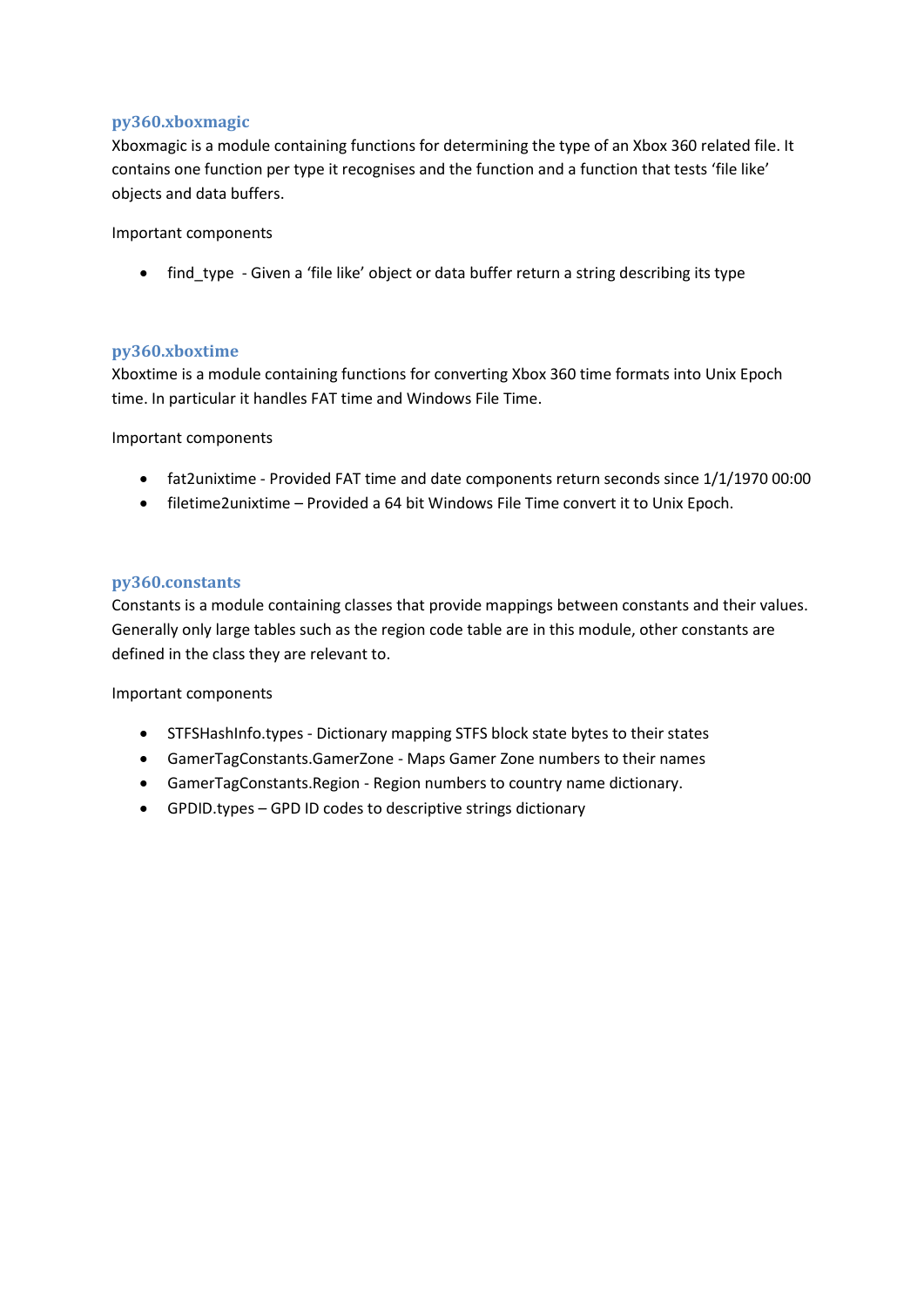### py360.xboxmagic

Xboxmagic is a module containing functions for determining the type of an Xbox 360 related file. It contains one function per type it recognises and the function and a function that tests 'file like' objects and data buffers.

Important components

- find_type - Given a 'file like' object or data buffer return a string describing its type

### py360.xboxtime

Xboxtime is a module containing functions for converting Xbox 360 time formats into Unix Epoch time. In particular it handles FAT time and Windows File Time.

Important components

- fat2unixtime - Provided FAT time and date components return seconds since 1/1/1970 00:00
- filetime2unixtime – Provided a 64 bit Windows File Time convert it to Unix Epoch.

### py360.constants

Constants is a module containing classes that provide mappings between constants and their values. Generally only large tables such as the region code table are in this module, other constants are defined in the class they are relevant to.

Important components

- STFSHashInfo.types - Dictionary mapping STFS block state bytes to their states
- GamerTagConstants.GamerZone - Maps Gamer Zone numbers to their names
- GamerTagConstants.Region - Region numbers to country name dictionary.
- GPDID.types – GPD ID codes to descriptive strings dictionary